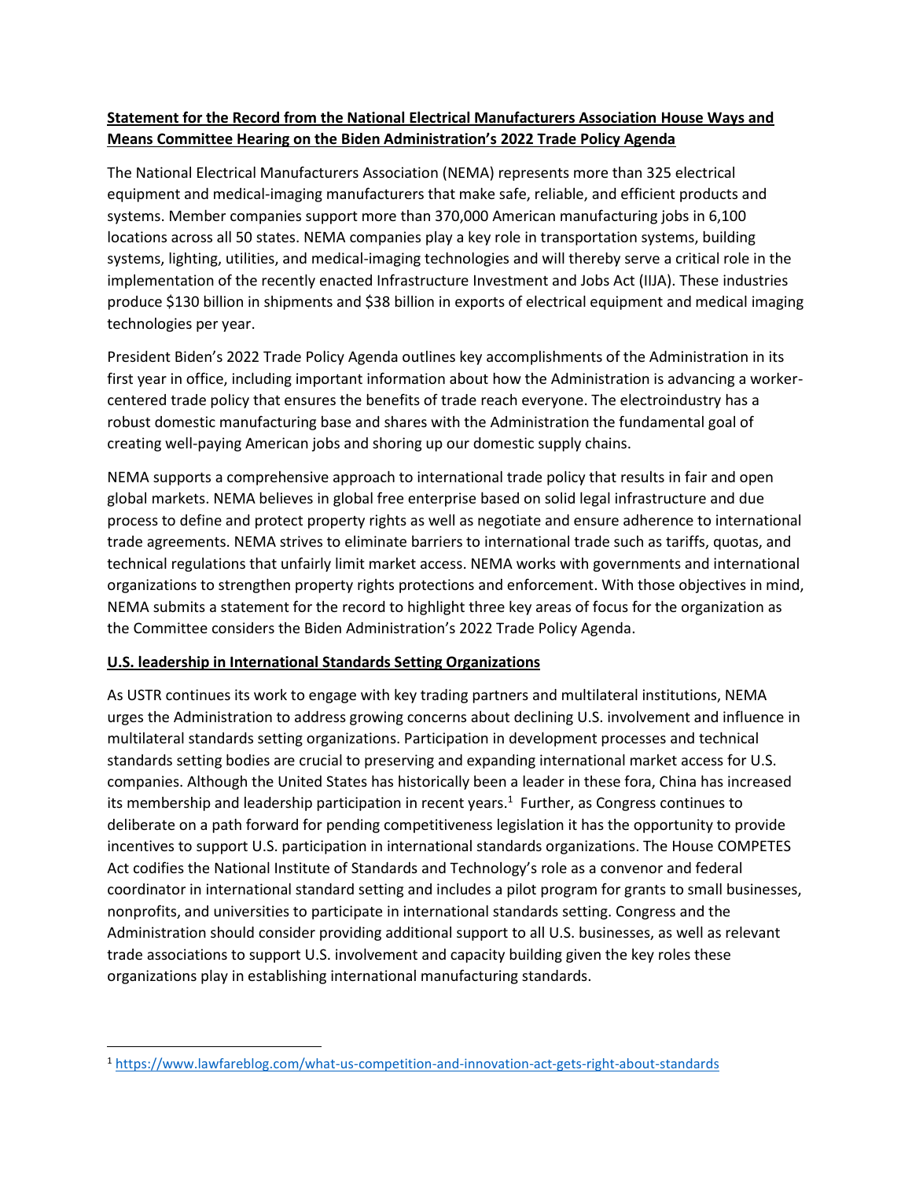**Statement for the Record from the National Electrical Manufacturers Association House Ways and Means Committee Hearing on the Biden Administration's 2022 Trade Policy Agenda**

The National Electrical Manufacturers Association (NEMA) represents more than 325 electrical equipment and medical-imaging manufacturers that make safe, reliable, and efficient products and systems. Member companies support more than 370,000 American manufacturing jobs in 6,100 locations across all 50 states. NEMA companies play a key role in transportation systems, building systems, lighting, utilities, and medical-imaging technologies and will thereby serve a critical role in the implementation of the recently enacted Infrastructure Investment and Jobs Act (IIJA). These industries produce $130 billion in shipments and $38 billion in exports of electrical equipment and medical imaging technologies per year.

President Biden's 2022 Trade Policy Agenda outlines key accomplishments of the Administration in its first year in office, including important information about how the Administration is advancing a worker-centered trade policy that ensures the benefits of trade reach everyone. The electroindustry has a robust domestic manufacturing base and shares with the Administration the fundamental goal of creating well-paying American jobs and shoring up our domestic supply chains.

NEMA supports a comprehensive approach to international trade policy that results in fair and open global markets. NEMA believes in global free enterprise based on solid legal infrastructure and due process to define and protect property rights as well as negotiate and ensure adherence to international trade agreements. NEMA strives to eliminate barriers to international trade such as tariffs, quotas, and technical regulations that unfairly limit market access. NEMA works with governments and international organizations to strengthen property rights protections and enforcement. With those objectives in mind, NEMA submits a statement for the record to highlight three key areas of focus for the organization as the Committee considers the Biden Administration's 2022 Trade Policy Agenda.

**U.S. leadership in International Standards Setting Organizations**

As USTR continues its work to engage with key trading partners and multilateral institutions, NEMA urges the Administration to address growing concerns about declining U.S. involvement and influence in multilateral standards setting organizations. Participation in development processes and technical standards setting bodies are crucial to preserving and expanding international market access for U.S. companies. Although the United States has historically been a leader in these fora, China has increased its membership and leadership participation in recent years.[1] Further, as Congress continues to deliberate on a path forward for pending competitiveness legislation it has the opportunity to provide incentives to support U.S. participation in international standards organizations. The House COMPETES Act codifies the National Institute of Standards and Technology's role as a convenor and federal coordinator in international standard setting and includes a pilot program for grants to small businesses, nonprofits, and universities to participate in international standards setting. Congress and the Administration should consider providing additional support to all U.S. businesses, as well as relevant trade associations to support U.S. involvement and capacity building given the key roles these organizations play in establishing international manufacturing standards.

---

[1] https://www.lawfareblog.com/what-us-competition-and-innovation-act-gets-right-about-standards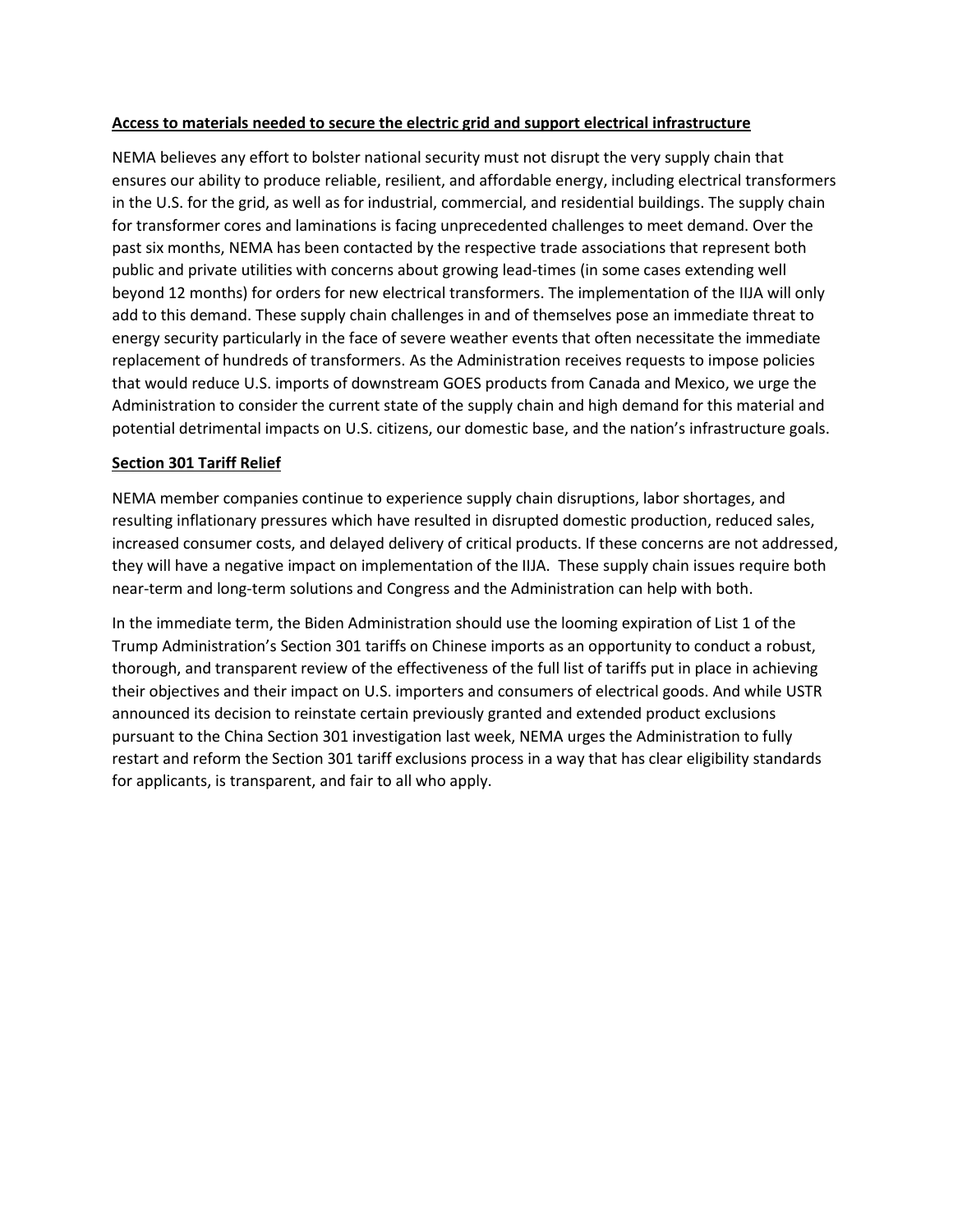**Access to materials needed to secure the electric grid and support electrical infrastructure**

NEMA believes any effort to bolster national security must not disrupt the very supply chain that ensures our ability to produce reliable, resilient, and affordable energy, including electrical transformers in the U.S. for the grid, as well as for industrial, commercial, and residential buildings. The supply chain for transformer cores and laminations is facing unprecedented challenges to meet demand. Over the past six months, NEMA has been contacted by the respective trade associations that represent both public and private utilities with concerns about growing lead-times (in some cases extending well beyond 12 months) for orders for new electrical transformers. The implementation of the IIJA will only add to this demand. These supply chain challenges in and of themselves pose an immediate threat to energy security particularly in the face of severe weather events that often necessitate the immediate replacement of hundreds of transformers. As the Administration receives requests to impose policies that would reduce U.S. imports of downstream GOES products from Canada and Mexico, we urge the Administration to consider the current state of the supply chain and high demand for this material and potential detrimental impacts on U.S. citizens, our domestic base, and the nation's infrastructure goals.

**Section 301 Tariff Relief**

NEMA member companies continue to experience supply chain disruptions, labor shortages, and resulting inflationary pressures which have resulted in disrupted domestic production, reduced sales, increased consumer costs, and delayed delivery of critical products. If these concerns are not addressed, they will have a negative impact on implementation of the IIJA. These supply chain issues require both near-term and long-term solutions and Congress and the Administration can help with both.

In the immediate term, the Biden Administration should use the looming expiration of List 1 of the Trump Administration's Section 301 tariffs on Chinese imports as an opportunity to conduct a robust, thorough, and transparent review of the effectiveness of the full list of tariffs put in place in achieving their objectives and their impact on U.S. importers and consumers of electrical goods. And while USTR announced its decision to reinstate certain previously granted and extended product exclusions pursuant to the China Section 301 investigation last week, NEMA urges the Administration to fully restart and reform the Section 301 tariff exclusions process in a way that has clear eligibility standards for applicants, is transparent, and fair to all who apply.